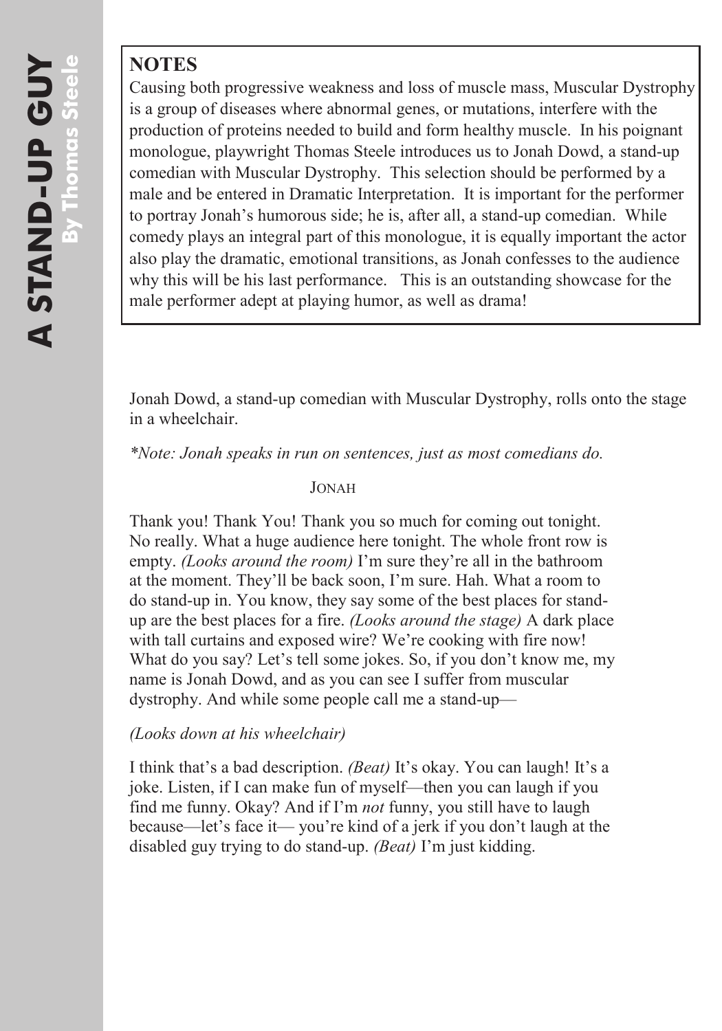# A STAND-UP GUY
**By Thomas Steele**

**NOTES**

Causing both progressive weakness and loss of muscle mass, Muscular Dystrophy is a group of diseases where abnormal genes, or mutations, interfere with the production of proteins needed to build and form healthy muscle. In his poignant monologue, playwright Thomas Steele introduces us to Jonah Dowd, a stand-up comedian with Muscular Dystrophy. This selection should be performed by a male and be entered in Dramatic Interpretation. It is important for the performer to portray Jonah's humorous side; he is, after all, a stand-up comedian. While comedy plays an integral part of this monologue, it is equally important the actor also play the dramatic, emotional transitions, as Jonah confesses to the audience why this will be his last performance. This is an outstanding showcase for the male performer adept at playing humor, as well as drama!

Jonah Dowd, a stand-up comedian with Muscular Dystrophy, rolls onto the stage in a wheelchair.

*\*Note: Jonah speaks in run on sentences, just as most comedians do.*

JONAH

Thank you! Thank You! Thank you so much for coming out tonight. No really. What a huge audience here tonight. The whole front row is empty. *(Looks around the room)* I'm sure they're all in the bathroom at the moment. They'll be back soon, I'm sure. Hah. What a room to do stand-up in. You know, they say some of the best places for stand-up are the best places for a fire. *(Looks around the stage)* A dark place with tall curtains and exposed wire? We're cooking with fire now! What do you say? Let's tell some jokes. So, if you don't know me, my name is Jonah Dowd, and as you can see I suffer from muscular dystrophy. And while some people call me a stand-up—

*(Looks down at his wheelchair)*

I think that's a bad description. *(Beat)* It's okay. You can laugh! It's a joke. Listen, if I can make fun of myself—then you can laugh if you find me funny. Okay? And if I'm *not* funny, you still have to laugh because—let's face it— you're kind of a jerk if you don't laugh at the disabled guy trying to do stand-up. *(Beat)* I'm just kidding.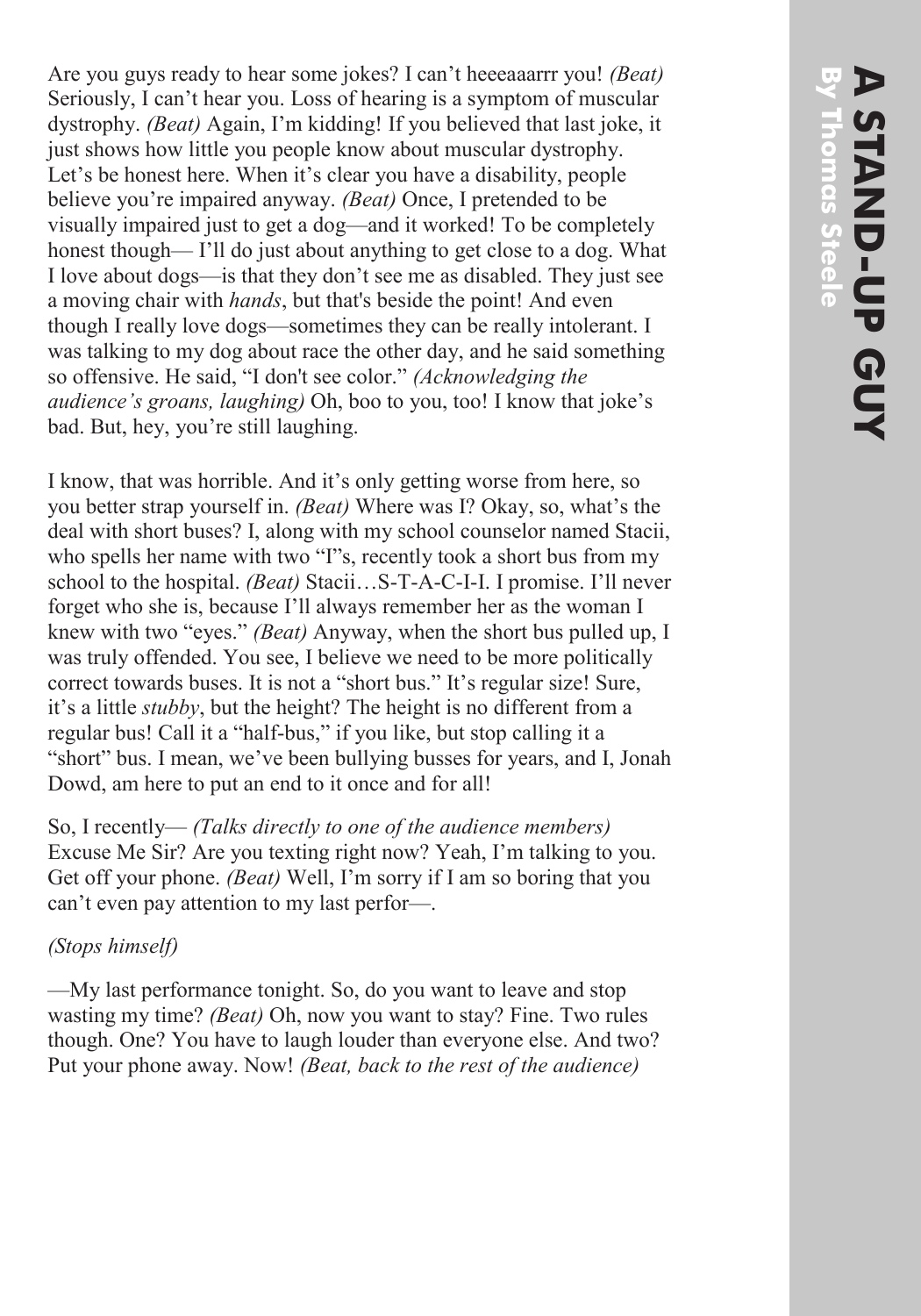Are you guys ready to hear some jokes? I can't heeeaaarrr you! *(Beat)* Seriously, I can't hear you. Loss of hearing is a symptom of muscular dystrophy. *(Beat)* Again, I'm kidding! If you believed that last joke, it just shows how little you people know about muscular dystrophy. Let's be honest here. When it's clear you have a disability, people believe you're impaired anyway. *(Beat)* Once, I pretended to be visually impaired just to get a dog—and it worked! To be completely honest though— I'll do just about anything to get close to a dog. What I love about dogs—is that they don't see me as disabled. They just see a moving chair with *hands*, but that's beside the point! And even though I really love dogs—sometimes they can be really intolerant. I was talking to my dog about race the other day, and he said something so offensive. He said, "I don't see color." *(Acknowledging the audience's groans, laughing)* Oh, boo to you, too! I know that joke's bad. But, hey, you're still laughing.

I know, that was horrible. And it's only getting worse from here, so you better strap yourself in. *(Beat)* Where was I? Okay, so, what's the deal with short buses? I, along with my school counselor named Stacii, who spells her name with two "I"s, recently took a short bus from my school to the hospital. *(Beat)* Stacii…S-T-A-C-I-I. I promise. I'll never forget who she is, because I'll always remember her as the woman I knew with two "eyes." *(Beat)* Anyway, when the short bus pulled up, I was truly offended. You see, I believe we need to be more politically correct towards buses. It is not a "short bus." It's regular size! Sure, it's a little *stubby*, but the height? The height is no different from a regular bus! Call it a "half-bus," if you like, but stop calling it a "short" bus. I mean, we've been bullying busses for years, and I, Jonah Dowd, am here to put an end to it once and for all!

So, I recently— *(Talks directly to one of the audience members)* Excuse Me Sir? Are you texting right now? Yeah, I'm talking to you. Get off your phone. *(Beat)* Well, I'm sorry if I am so boring that you can't even pay attention to my last perfor—.

*(Stops himself)*

—My last performance tonight. So, do you want to leave and stop wasting my time? *(Beat)* Oh, now you want to stay? Fine. Two rules though. One? You have to laugh louder than everyone else. And two? Put your phone away. Now! *(Beat, back to the rest of the audience)*